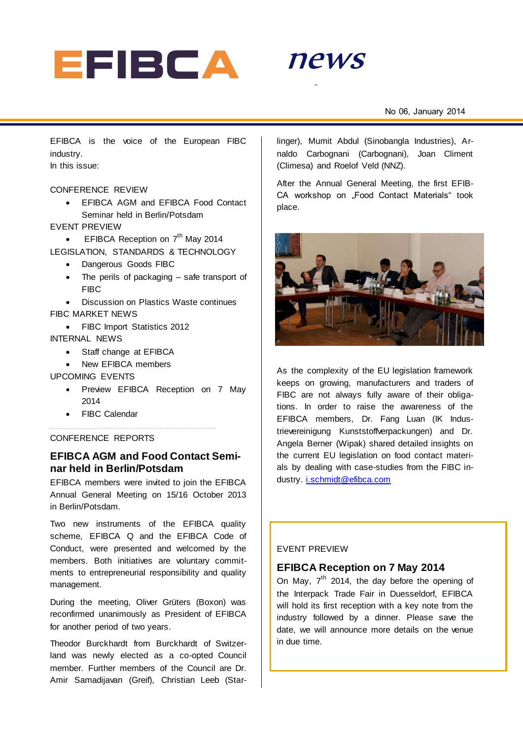# EFIBCA news

No 06, January 2014

EFIBCA is the voice of the European FIBC industry.

In this issue:

CONFERENCE REVIEW

- EFIBCA AGM and EFIBCA Food Contact Seminar held in Berlin/Potsdam

EVENT PREVIEW

- EFIBCA Reception on 7th May 2014

LEGISLATION, STANDARDS & TECHNOLOGY

- Dangerous Goods FIBC
- The perils of packaging – safe transport of FIBC
- Discussion on Plastics Waste continues

FIBC MARKET NEWS

- FIBC Import Statistics 2012

INTERNAL NEWS

- Staff change at EFIBCA
- New EFIBCA members

UPCOMING EVENTS

- Preview EFIBCA Reception on 7 May 2014
- FIBC Calendar

---

CONFERENCE REPORTS

## EFIBCA AGM and Food Contact Seminar held in Berlin/Potsdam

EFIBCA members were invited to join the EFIBCA Annual General Meeting on 15/16 October 2013 in Berlin/Potsdam.

Two new instruments of the EFIBCA quality scheme, EFIBCA Q and the EFIBCA Code of Conduct, were presented and welcomed by the members. Both initiatives are voluntary commitments to entrepreneurial responsibility and quality management.

During the meeting, Oliver Grüters (Boxon) was reconfirmed unanimously as President of EFIBCA for another period of two years.

Theodor Burckhardt from Burckhardt of Switzerland was newly elected as a co-opted Council member. Further members of the Council are Dr. Amir Samadijavan (Greif), Christian Leeb (Starlinger), Mumit Abdul (Sinobangla Industries), Arnaldo Carbognani (Carbognani), Joan Climent (Climesa) and Roelof Veld (NNZ).

After the Annual General Meeting, the first EFIBCA workshop on „Food Contact Materials“ took place.

As the complexity of the EU legislation framework keeps on growing, manufacturers and traders of FIBC are not always fully aware of their obligations. In order to raise the awareness of the EFIBCA members, Dr. Fang Luan (IK Industrievereinigung Kunststoffverpackungen) and Dr. Angela Berner (Wipak) shared detailed insights on the current EU legislation on food contact materials by dealing with case-studies from the FIBC industry. i.schmidt@efibca.com

---

EVENT PREVIEW

## EFIBCA Reception on 7 May 2014

On May, 7th 2014, the day before the opening of the Interpack Trade Fair in Duesseldorf, EFIBCA will hold its first reception with a key note from the industry followed by a dinner. Please save the date, we will announce more details on the venue in due time.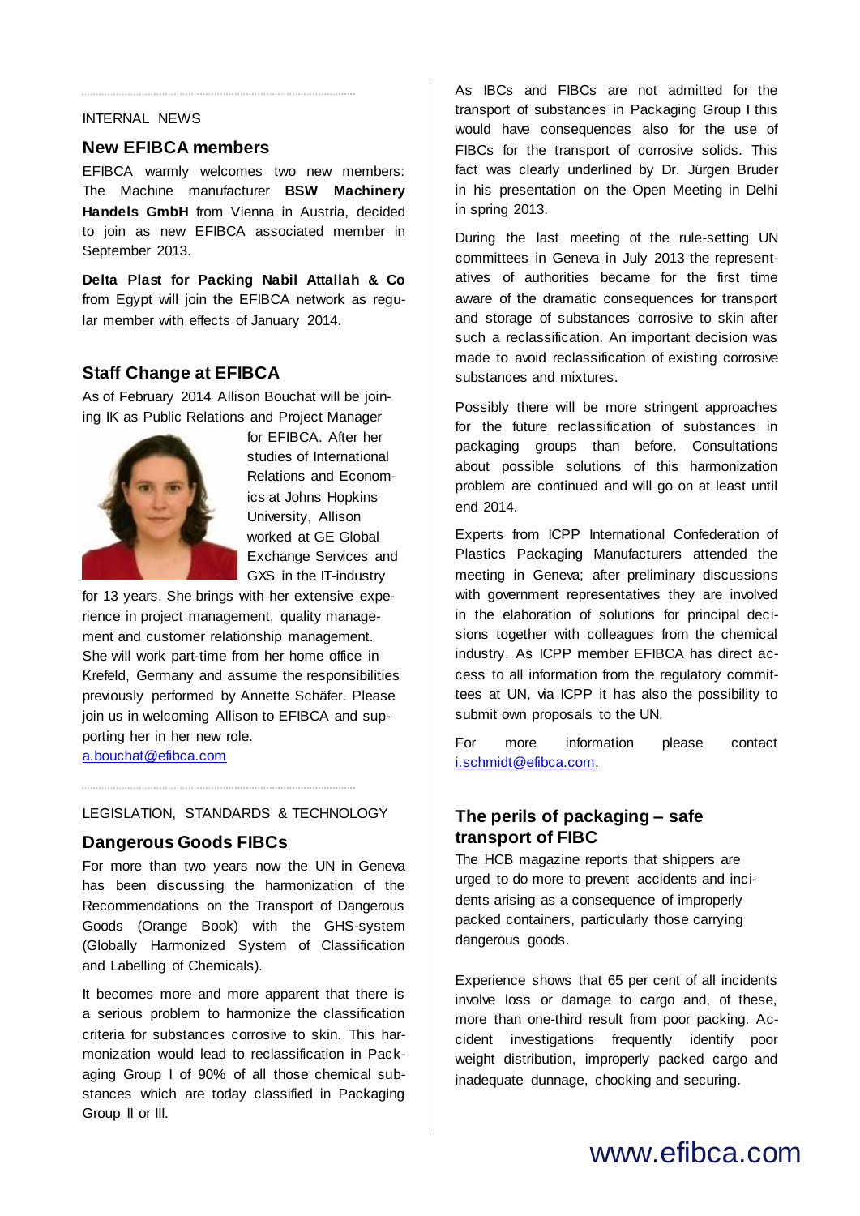INTERNAL NEWS

## New EFIBCA members

EFIBCA warmly welcomes two new members: The Machine manufacturer **BSW Machinery Handels GmbH** from Vienna in Austria, decided to join as new EFIBCA associated member in September 2013.

**Delta Plast for Packing Nabil Attallah & Co** from Egypt will join the EFIBCA network as regular member with effects of January 2014.

## Staff Change at EFIBCA

As of February 2014 Allison Bouchat will be joining IK as Public Relations and Project Manager for EFIBCA. After her studies of International Relations and Economics at Johns Hopkins University, Allison worked at GE Global Exchange Services and GXS in the IT-industry for 13 years. She brings with her extensive experience in project management, quality management and customer relationship management. She will work part-time from her home office in Krefeld, Germany and assume the responsibilities previously performed by Annette Schäfer. Please join us in welcoming Allison to EFIBCA and supporting her in her new role.
a.bouchat@efibca.com

LEGISLATION, STANDARDS & TECHNOLOGY

## Dangerous Goods FIBCs

For more than two years now the UN in Geneva has been discussing the harmonization of the Recommendations on the Transport of Dangerous Goods (Orange Book) with the GHS-system (Globally Harmonized System of Classification and Labelling of Chemicals).

It becomes more and more apparent that there is a serious problem to harmonize the classification criteria for substances corrosive to skin. This harmonization would lead to reclassification in Packaging Group I of 90% of all those chemical substances which are today classified in Packaging Group II or III.

As IBCs and FIBCs are not admitted for the transport of substances in Packaging Group I this would have consequences also for the use of FIBCs for the transport of corrosive solids. This fact was clearly underlined by Dr. Jürgen Bruder in his presentation on the Open Meeting in Delhi in spring 2013.

During the last meeting of the rule-setting UN committees in Geneva in July 2013 the representatives of authorities became for the first time aware of the dramatic consequences for transport and storage of substances corrosive to skin after such a reclassification. An important decision was made to avoid reclassification of existing corrosive substances and mixtures.

Possibly there will be more stringent approaches for the future reclassification of substances in packaging groups than before. Consultations about possible solutions of this harmonization problem are continued and will go on at least until end 2014.

Experts from ICPP International Confederation of Plastics Packaging Manufacturers attended the meeting in Geneva; after preliminary discussions with government representatives they are involved in the elaboration of solutions for principal decisions together with colleagues from the chemical industry. As ICPP member EFIBCA has direct access to all information from the regulatory committees at UN, via ICPP it has also the possibility to submit own proposals to the UN.

For more information please contact i.schmidt@efibca.com.

## The perils of packaging – safe transport of FIBC

The HCB magazine reports that shippers are urged to do more to prevent accidents and incidents arising as a consequence of improperly packed containers, particularly those carrying dangerous goods.

Experience shows that 65 per cent of all incidents involve loss or damage to cargo and, of these, more than one-third result from poor packing. Accident investigations frequently identify poor weight distribution, improperly packed cargo and inadequate dunnage, chocking and securing.

www.efibca.com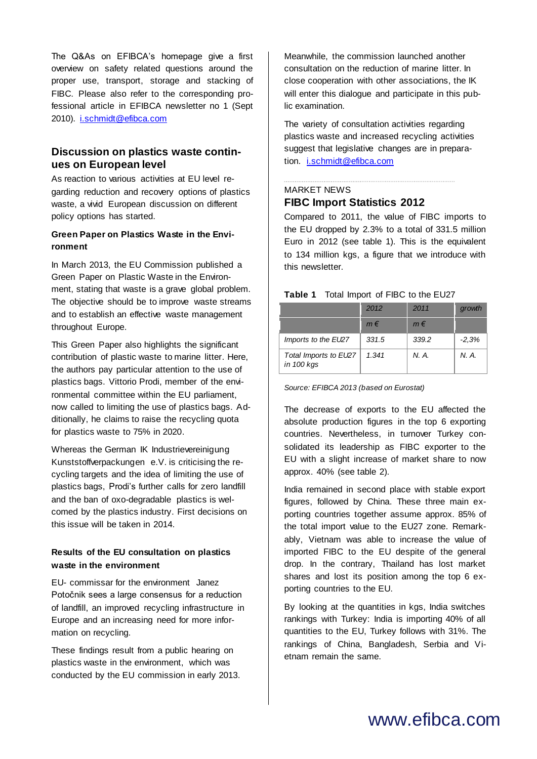The Q&As on EFIBCA's homepage give a first overview on safety related questions around the proper use, transport, storage and stacking of FIBC. Please also refer to the corresponding professional article in EFIBCA newsletter no 1 (Sept 2010). i.schmidt@efibca.com

## Discussion on plastics waste continues on European level

As reaction to various activities at EU level regarding reduction and recovery options of plastics waste, a vivid European discussion on different policy options has started.

### Green Paper on Plastics Waste in the Environment

In March 2013, the EU Commission published a Green Paper on Plastic Waste in the Environment, stating that waste is a grave global problem. The objective should be to improve waste streams and to establish an effective waste management throughout Europe.

This Green Paper also highlights the significant contribution of plastic waste to marine litter. Here, the authors pay particular attention to the use of plastics bags. Vittorio Prodi, member of the environmental committee within the EU parliament, now called to limiting the use of plastics bags. Additionally, he claims to raise the recycling quota for plastics waste to 75% in 2020.

Whereas the German IK Industrievereinigung Kunststoffverpackungen e.V. is criticising the recycling targets and the idea of limiting the use of plastics bags, Prodi's further calls for zero landfill and the ban of oxo-degradable plastics is welcomed by the plastics industry. First decisions on this issue will be taken in 2014.

### Results of the EU consultation on plastics waste in the environment

EU- commissar for the environment Janez Potočnik sees a large consensus for a reduction of landfill, an improved recycling infrastructure in Europe and an increasing need for more information on recycling.

These findings result from a public hearing on plastics waste in the environment, which was conducted by the EU commission in early 2013.

Meanwhile, the commission launched another consultation on the reduction of marine litter. In close cooperation with other associations, the IK will enter this dialogue and participate in this public examination.

The variety of consultation activities regarding plastics waste and increased recycling activities suggest that legislative changes are in preparation. i.schmidt@efibca.com

MARKET NEWS

## FIBC Import Statistics 2012

Compared to 2011, the value of FIBC imports to the EU dropped by 2.3% to a total of 331.5 million Euro in 2012 (see table 1). This is the equivalent to 134 million kgs, a figure that we introduce with this newsletter.

**Table 1** Total Import of FIBC to the EU27

| | *2012* | *2011* | *growth* |
|---|---|---|---|
| | *m €* | *m €* | |
| *Imports to the EU27* | *331.5* | *339.2* | *-2,3%* |
| *Total Imports to EU27 in 100 kgs* | *1.341* | *N. A.* | *N. A.* |

*Source: EFIBCA 2013 (based on Eurostat)*

The decrease of exports to the EU affected the absolute production figures in the top 6 exporting countries. Nevertheless, in turnover Turkey consolidated its leadership as FIBC exporter to the EU with a slight increase of market share to now approx. 40% (see table 2).

India remained in second place with stable export figures, followed by China. These three main exporting countries together assume approx. 85% of the total import value to the EU27 zone. Remarkably, Vietnam was able to increase the value of imported FIBC to the EU despite of the general drop. In the contrary, Thailand has lost market shares and lost its position among the top 6 exporting countries to the EU.

By looking at the quantities in kgs, India switches rankings with Turkey: India is importing 40% of all quantities to the EU, Turkey follows with 31%. The rankings of China, Bangladesh, Serbia and Vietnam remain the same.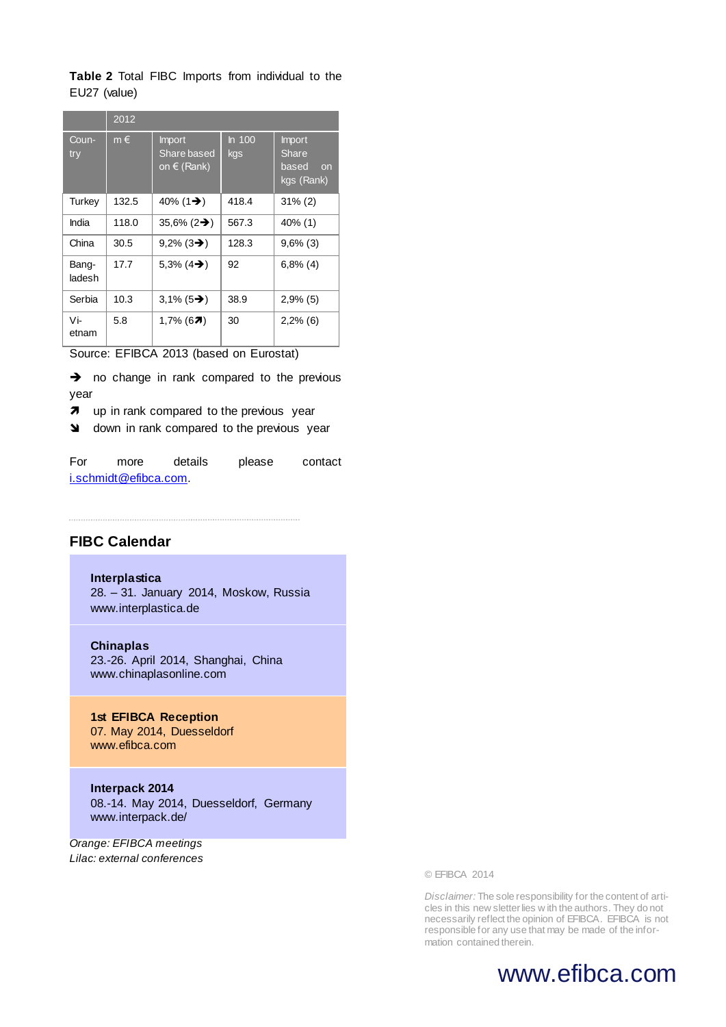**Table 2** Total FIBC Imports from individual to the EU27 (value)

| | 2012 | | | |
|---|---|---|---|---|
| Coun-try | m € | Import Share based on € (Rank) | In 100 kgs | Import Share based on kgs (Rank) |
| Turkey | 132.5 | 40% (1➔) | 418.4 | 31% (2) |
| India | 118.0 | 35,6% (2➔) | 567.3 | 40% (1) |
| China | 30.5 | 9,2% (3➔) | 128.3 | 9,6% (3) |
| Bang-ladesh | 17.7 | 5,3% (4➔) | 92 | 6,8% (4) |
| Serbia | 10.3 | 3,1% (5➔) | 38.9 | 2,9% (5) |
| Vi-etnam | 5.8 | 1,7% (6➚) | 30 | 2,2% (6) |

Source: EFIBCA 2013 (based on Eurostat)

➔ no change in rank compared to the previous year
➚ up in rank compared to the previous year
➘ down in rank compared to the previous year

For more details please contact i.schmidt@efibca.com.

## FIBC Calendar

**Interplastica**
28. – 31. January 2014, Moskow, Russia
www.interplastica.de

**Chinaplas**
23.-26. April 2014, Shanghai, China
www.chinaplasonline.com

**1st EFIBCA Reception**
07. May 2014, Duesseldorf
www.efibca.com

**Interpack 2014**
08.-14. May 2014, Duesseldorf, Germany
www.interpack.de/

*Orange: EFIBCA meetings*
*Lilac: external conferences*

© EFIBCA 2014

*Disclaimer:* The sole responsibility for the content of articles in this newsletter lies with the authors. They do not necessarily reflect the opinion of EFIBCA. EFIBCA is not responsible for any use that may be made of the information contained therein.

www.efibca.com